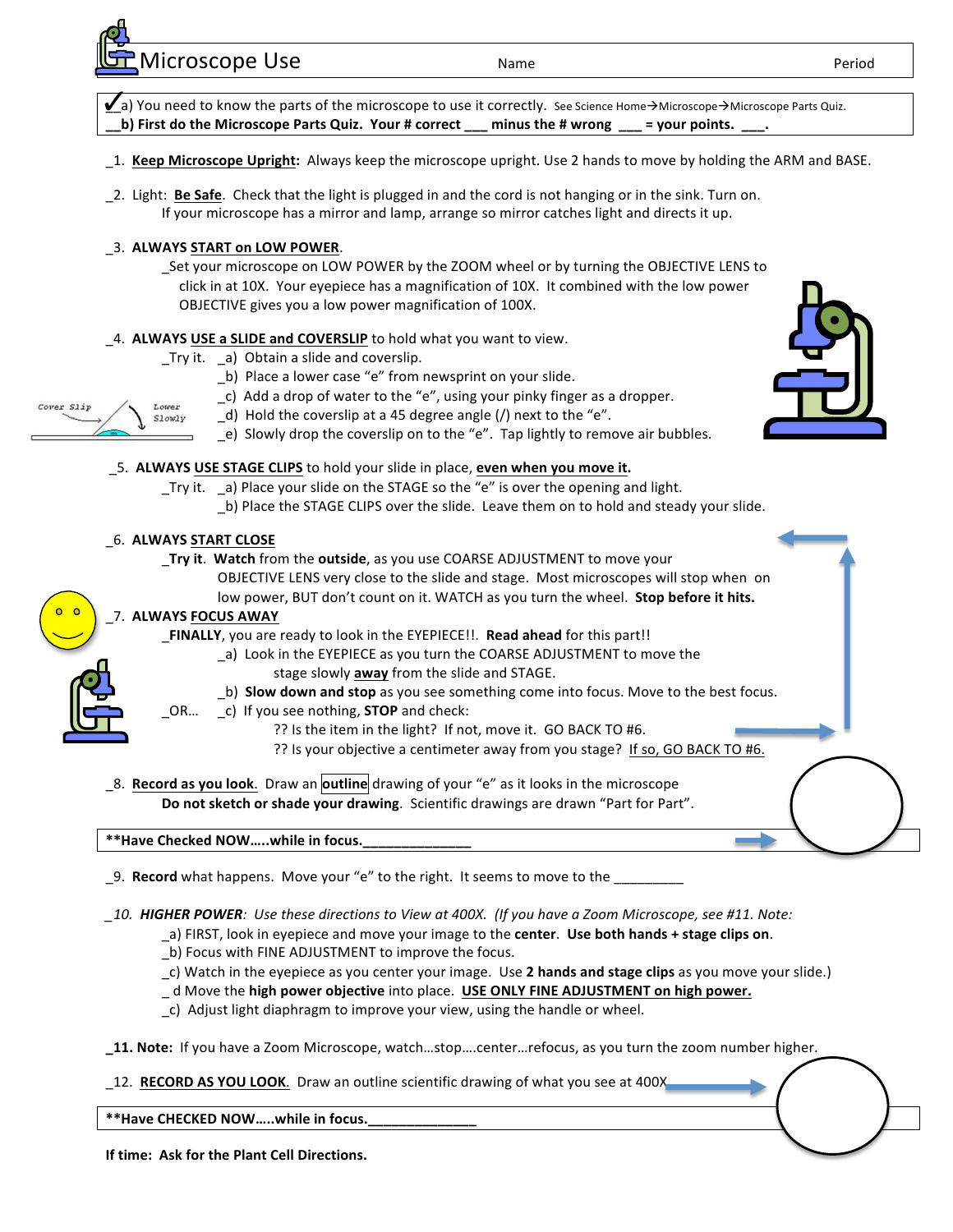# Microscope Use

Name Period

✓a) You need to know the parts of the microscope to use it correctly. See Science Home→Microscope→Microscope Parts Quiz.
**__b) First do the Microscope Parts Quiz. Your # correct ___ minus the # wrong ___ = your points. ___.**

_1. **Keep Microscope Upright:** Always keep the microscope upright. Use 2 hands to move by holding the ARM and BASE.

_2. Light: **Be Safe**. Check that the light is plugged in and the cord is not hanging or in the sink. Turn on. If your microscope has a mirror and lamp, arrange so mirror catches light and directs it up.

_3. **ALWAYS START on LOW POWER**.
_Set your microscope on LOW POWER by the ZOOM wheel or by turning the OBJECTIVE LENS to click in at 10X. Your eyepiece has a magnification of 10X. It combined with the low power OBJECTIVE gives you a low power magnification of 100X.

_4. **ALWAYS USE a SLIDE and COVERSLIP** to hold what you want to view.
_Try it. _a) Obtain a slide and coverslip.
_b) Place a lower case "e" from newsprint on your slide.
_c) Add a drop of water to the "e", using your pinky finger as a dropper.
_d) Hold the coverslip at a 45 degree angle (/) next to the "e".
_e) Slowly drop the coverslip on to the "e". Tap lightly to remove air bubbles.

Cover Slip Lower Slowly

_5. **ALWAYS USE STAGE CLIPS** to hold your slide in place, **even when you move it.**
_Try it. _a) Place your slide on the STAGE so the "e" is over the opening and light.
_b) Place the STAGE CLIPS over the slide. Leave them on to hold and steady your slide.

_6. **ALWAYS START CLOSE**
**_Try it. Watch** from the **outside**, as you use COARSE ADJUSTMENT to move your OBJECTIVE LENS very close to the slide and stage. Most microscopes will stop when on low power, BUT don't count on it. WATCH as you turn the wheel. **Stop before it hits.**

_7. **ALWAYS FOCUS AWAY**
**_FINALLY**, you are ready to look in the EYEPIECE!!. **Read ahead** for this part!!
_a) Look in the EYEPIECE as you turn the COARSE ADJUSTMENT to move the stage slowly **away** from the slide and STAGE.
_b) **Slow down and stop** as you see something come into focus. Move to the best focus.
_OR… _c) If you see nothing, **STOP** and check:
?? Is the item in the light? If not, move it. GO BACK TO #6.
?? Is your objective a centimeter away from you stage? If so, GO BACK TO #6.

_8. **Record as you look**. Draw an **outline** drawing of your "e" as it looks in the microscope
**Do not sketch or shade your drawing**. Scientific drawings are drawn "Part for Part".

**\*\*Have Checked NOW…..while in focus.______________**

_9. **Record** what happens. Move your "e" to the right. It seems to move to the _________

_10. ***HIGHER POWER**: Use these directions to View at 400X. (If you have a Zoom Microscope, see #11. Note:*
_a) FIRST, look in eyepiece and move your image to the **center**. **Use both hands + stage clips on**.
_b) Focus with FINE ADJUSTMENT to improve the focus.
_c) Watch in the eyepiece as you center your image. Use **2 hands and stage clips** as you move your slide.)
_ d Move the **high power objective** into place. **USE ONLY FINE ADJUSTMENT on high power.**
_c) Adjust light diaphragm to improve your view, using the handle or wheel.

**_11. Note:** If you have a Zoom Microscope, watch…stop….center…refocus, as you turn the zoom number higher.

_12. **RECORD AS YOU LOOK**. Draw an outline scientific drawing of what you see at 400X

**\*\*Have CHECKED NOW…..while in focus.______________**

**If time: Ask for the Plant Cell Directions.**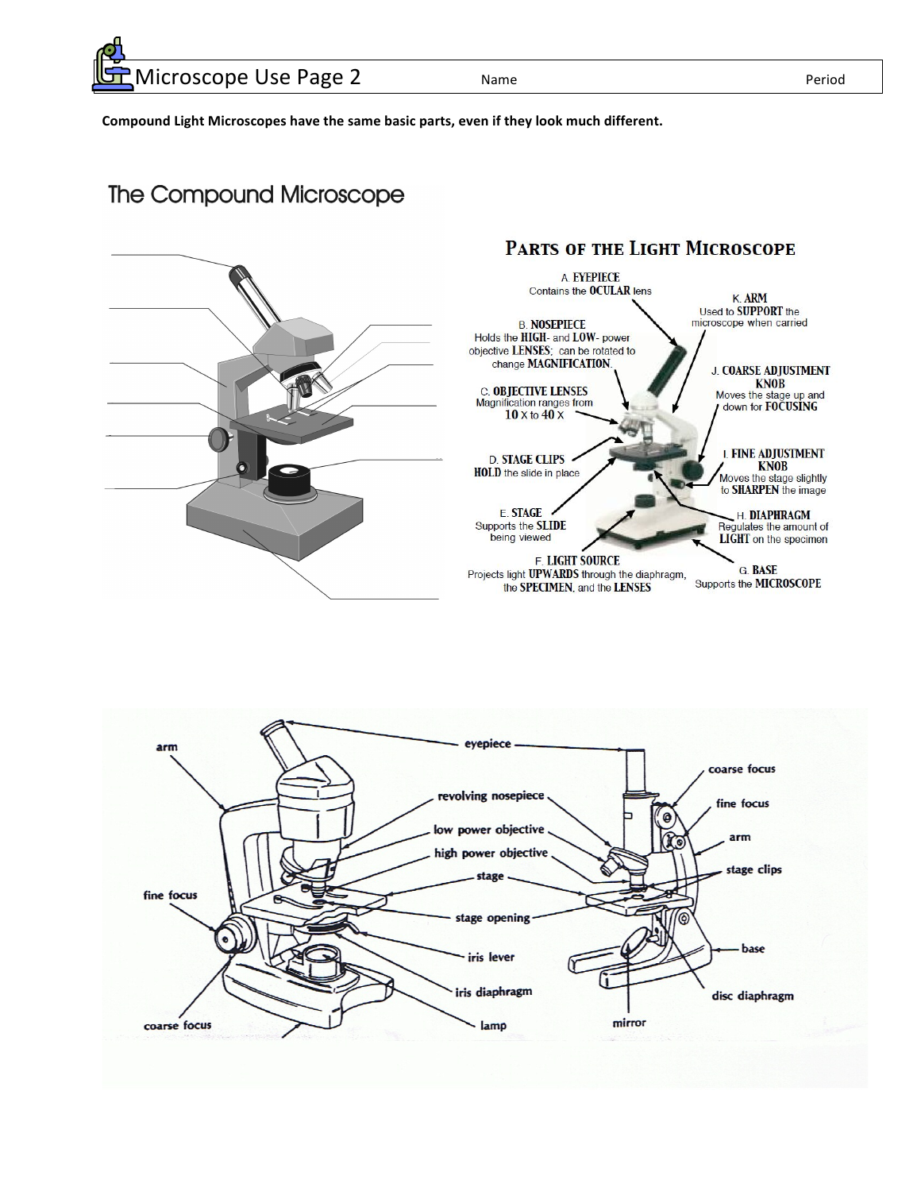# Microscope Use Page 2

Name Period

**Compound Light Microscopes have the same basic parts, even if they look much different.**

The Compound Microscope

PARTS OF THE LIGHT MICROSCOPE

A. EYEPIECE
Contains the OCULAR lens

B. NOSEPIECE
Holds the HIGH- and LOW- power objective LENSES; can be rotated to change MAGNIFICATION.

C. OBJECTIVE LENSES
Magnification ranges from 10 X to 40 X

D. STAGE CLIPS
HOLD the slide in place

E. STAGE
Supports the SLIDE being viewed

F. LIGHT SOURCE
Projects light UPWARDS through the diaphragm, the SPECIMEN, and the LENSES

G. BASE
Supports the MICROSCOPE

H. DIAPHRAGM
Regulates the amount of LIGHT on the specimen

I. FINE ADJUSTMENT KNOB
Moves the stage slightly to SHARPEN the image

J. COARSE ADJUSTMENT KNOB
Moves the stage up and down for FOCUSING

K. ARM
Used to SUPPORT the microscope when carried

arm
eyepiece
coarse focus
fine focus
revolving nosepiece
low power objective
high power objective
stage
stage clips
stage opening
iris lever
iris diaphragm
lamp
base
disc diaphragm
mirror
fine focus
coarse focus
arm